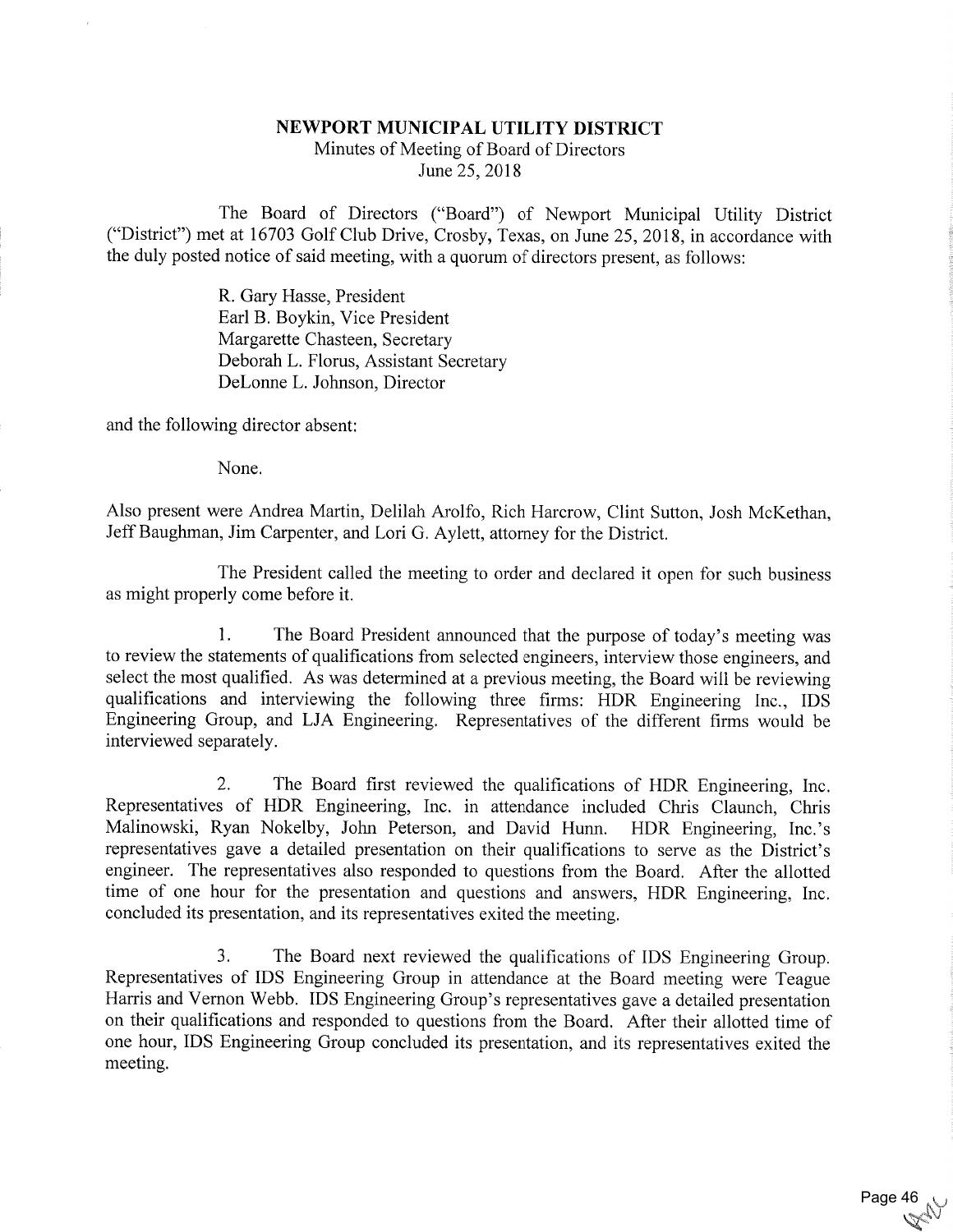# NEWPORT MUNICIPAL UTILITY DISTRICT

Minutes of Meeting of Board of Directors
June 25, 2018

The Board of Directors ("Board") of Newport Municipal Utility District ("District") met at 16703 Golf Club Drive, Crosby, Texas, on June 25, 2018, in accordance with the duly posted notice of said meeting, with a quorum of directors present, as follows:

R. Gary Hasse, President
Earl B. Boykin, Vice President
Margarette Chasteen, Secretary
Deborah L. Florus, Assistant Secretary
DeLonne L. Johnson, Director

and the following director absent:

None.

Also present were Andrea Martin, Delilah Arolfo, Rich Harcrow, Clint Sutton, Josh McKethan, Jeff Baughman, Jim Carpenter, and Lori G. Aylett, attorney for the District.

The President called the meeting to order and declared it open for such business as might properly come before it.

1. The Board President announced that the purpose of today's meeting was to review the statements of qualifications from selected engineers, interview those engineers, and select the most qualified. As was determined at a previous meeting, the Board will be reviewing qualifications and interviewing the following three firms: HDR Engineering Inc., IDS Engineering Group, and LJA Engineering. Representatives of the different firms would be interviewed separately.

2. The Board first reviewed the qualifications of HDR Engineering, Inc. Representatives of HDR Engineering, Inc. in attendance included Chris Claunch, Chris Malinowski, Ryan Nokelby, John Peterson, and David Hunn. HDR Engineering, Inc.'s representatives gave a detailed presentation on their qualifications to serve as the District's engineer. The representatives also responded to questions from the Board. After the allotted time of one hour for the presentation and questions and answers, HDR Engineering, Inc. concluded its presentation, and its representatives exited the meeting.

3. The Board next reviewed the qualifications of IDS Engineering Group. Representatives of IDS Engineering Group in attendance at the Board meeting were Teague Harris and Vernon Webb. IDS Engineering Group's representatives gave a detailed presentation on their qualifications and responded to questions from the Board. After their allotted time of one hour, IDS Engineering Group concluded its presentation, and its representatives exited the meeting.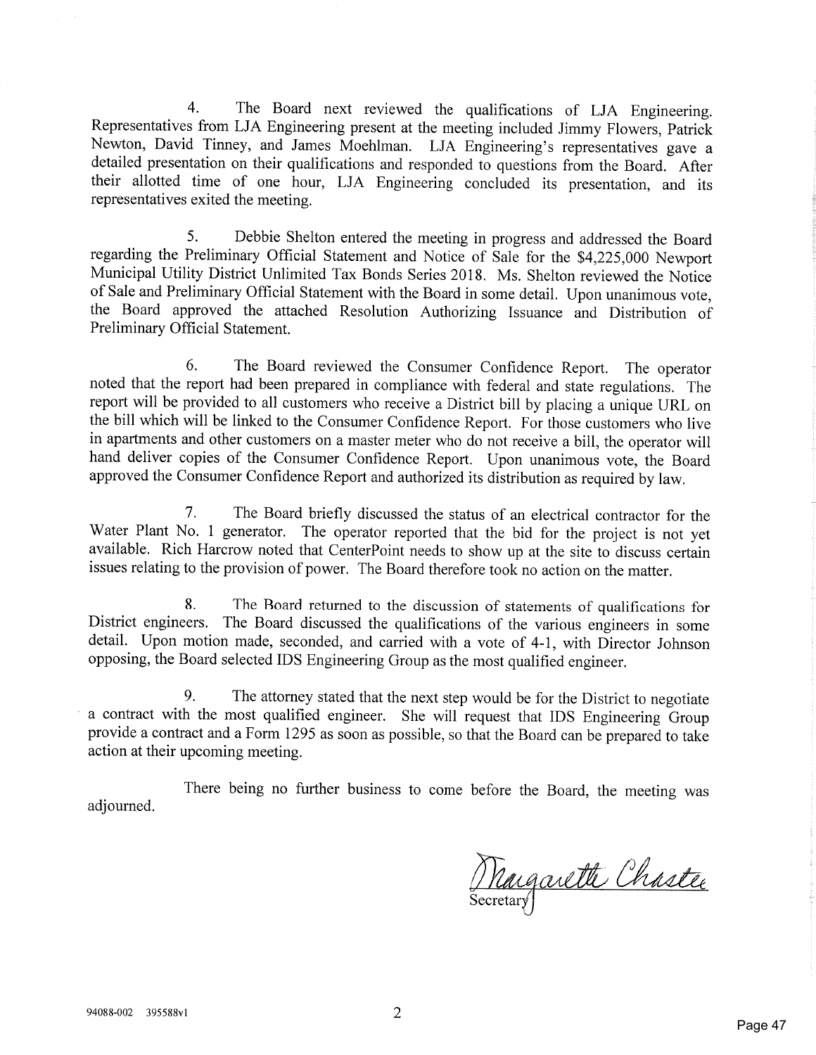4. The Board next reviewed the qualifications of LJA Engineering. Representatives from LJA Engineering present at the meeting included Jimmy Flowers, Patrick Newton, David Tinney, and James Moehlman. LJA Engineering's representatives gave a detailed presentation on their qualifications and responded to questions from the Board. After their allotted time of one hour, LJA Engineering concluded its presentation, and its representatives exited the meeting.

5. Debbie Shelton entered the meeting in progress and addressed the Board regarding the Preliminary Official Statement and Notice of Sale for the $4,225,000 Newport Municipal Utility District Unlimited Tax Bonds Series 2018. Ms. Shelton reviewed the Notice of Sale and Preliminary Official Statement with the Board in some detail. Upon unanimous vote, the Board approved the attached Resolution Authorizing Issuance and Distribution of Preliminary Official Statement.

6. The Board reviewed the Consumer Confidence Report. The operator noted that the report had been prepared in compliance with federal and state regulations. The report will be provided to all customers who receive a District bill by placing a unique URL on the bill which will be linked to the Consumer Confidence Report. For those customers who live in apartments and other customers on a master meter who do not receive a bill, the operator will hand deliver copies of the Consumer Confidence Report. Upon unanimous vote, the Board approved the Consumer Confidence Report and authorized its distribution as required by law.

7. The Board briefly discussed the status of an electrical contractor for the Water Plant No. 1 generator. The operator reported that the bid for the project is not yet available. Rich Harcrow noted that CenterPoint needs to show up at the site to discuss certain issues relating to the provision of power. The Board therefore took no action on the matter.

8. The Board returned to the discussion of statements of qualifications for District engineers. The Board discussed the qualifications of the various engineers in some detail. Upon motion made, seconded, and carried with a vote of 4-1, with Director Johnson opposing, the Board selected IDS Engineering Group as the most qualified engineer.

9. The attorney stated that the next step would be for the District to negotiate a contract with the most qualified engineer. She will request that IDS Engineering Group provide a contract and a Form 1295 as soon as possible, so that the Board can be prepared to take action at their upcoming meeting.

There being no further business to come before the Board, the meeting was adjourned.

Margarette Chastee
Secretary

94088-002 395588v1